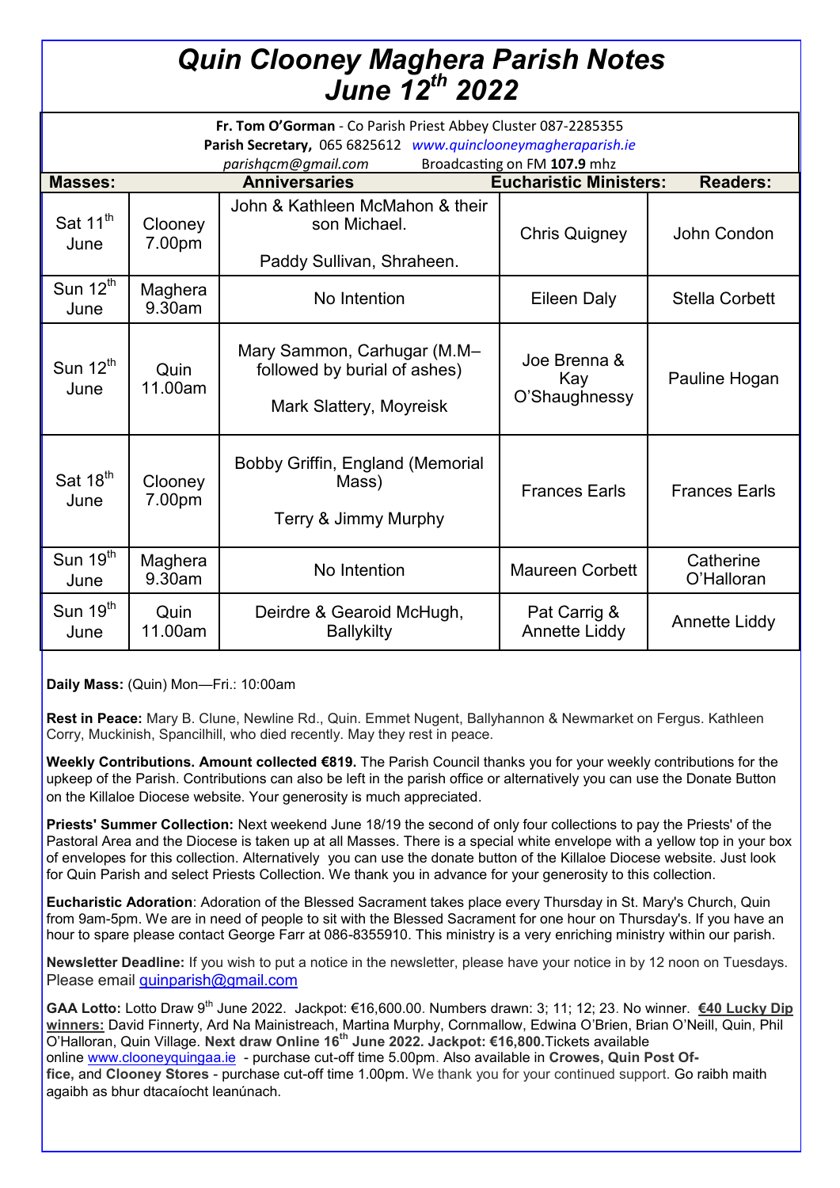# Quin Clooney Maghera Parish Notes June 12th 2022

**Fr. Tom O'Gorman** - Co Parish Priest Abbey Cluster 087-2285355
**Parish Secretary,** 065 6825612 *www.quinclooneymagheraparish.ie*
*parishqcm@gmail.com* Broadcasting on FM **107.9** mhz

| Masses: | | Anniversaries | Eucharistic Ministers: | Readers: |
|---|---|---|---|---|
| Sat 11th June | Clooney 7.00pm | John & Kathleen McMahon & their son Michael. Paddy Sullivan, Shraheen. | Chris Quigney | John Condon |
| Sun 12th June | Maghera 9.30am | No Intention | Eileen Daly | Stella Corbett |
| Sun 12th June | Quin 11.00am | Mary Sammon, Carhugar (M.M– followed by burial of ashes) Mark Slattery, Moyreisk | Joe Brenna & Kay O'Shaughnessy | Pauline Hogan |
| Sat 18th June | Clooney 7.00pm | Bobby Griffin, England (Memorial Mass) Terry & Jimmy Murphy | Frances Earls | Frances Earls |
| Sun 19th June | Maghera 9.30am | No Intention | Maureen Corbett | Catherine O'Halloran |
| Sun 19th June | Quin 11.00am | Deirdre & Gearoid McHugh, Ballykilty | Pat Carrig & Annette Liddy | Annette Liddy |

**Daily Mass:** (Quin) Mon—Fri.: 10:00am

**Rest in Peace:** Mary B. Clune, Newline Rd., Quin. Emmet Nugent, Ballyhannon & Newmarket on Fergus. Kathleen Corry, Muckinish, Spancilhill, who died recently. May they rest in peace.

**Weekly Contributions. Amount collected €819.** The Parish Council thanks you for your weekly contributions for the upkeep of the Parish. Contributions can also be left in the parish office or alternatively you can use the Donate Button on the Killaloe Diocese website. Your generosity is much appreciated.

**Priests' Summer Collection:** Next weekend June 18/19 the second of only four collections to pay the Priests' of the Pastoral Area and the Diocese is taken up at all Masses. There is a special white envelope with a yellow top in your box of envelopes for this collection. Alternatively you can use the donate button of the Killaloe Diocese website. Just look for Quin Parish and select Priests Collection. We thank you in advance for your generosity to this collection.

**Eucharistic Adoration**: Adoration of the Blessed Sacrament takes place every Thursday in St. Mary's Church, Quin from 9am-5pm. We are in need of people to sit with the Blessed Sacrament for one hour on Thursday's. If you have an hour to spare please contact George Farr at 086-8355910. This ministry is a very enriching ministry within our parish.

**Newsletter Deadline:** If you wish to put a notice in the newsletter, please have your notice in by 12 noon on Tuesdays. Please email quinparish@gmail.com

**GAA Lotto:** Lotto Draw 9th June 2022. Jackpot: €16,600.00. Numbers drawn: 3; 11; 12; 23. No winner. **€40 Lucky Dip winners:** David Finnerty, Ard Na Mainistreach, Martina Murphy, Cornmallow, Edwina O'Brien, Brian O'Neill, Quin, Phil O'Halloran, Quin Village. **Next draw Online 16th June 2022. Jackpot: €16,800.** Tickets available online www.clooneyquingaa.ie - purchase cut-off time 5.00pm. Also available in **Crowes, Quin Post Office,** and **Clooney Stores** - purchase cut-off time 1.00pm. We thank you for your continued support. Go raibh maith agaibh as bhur dtacaíocht leanúnach.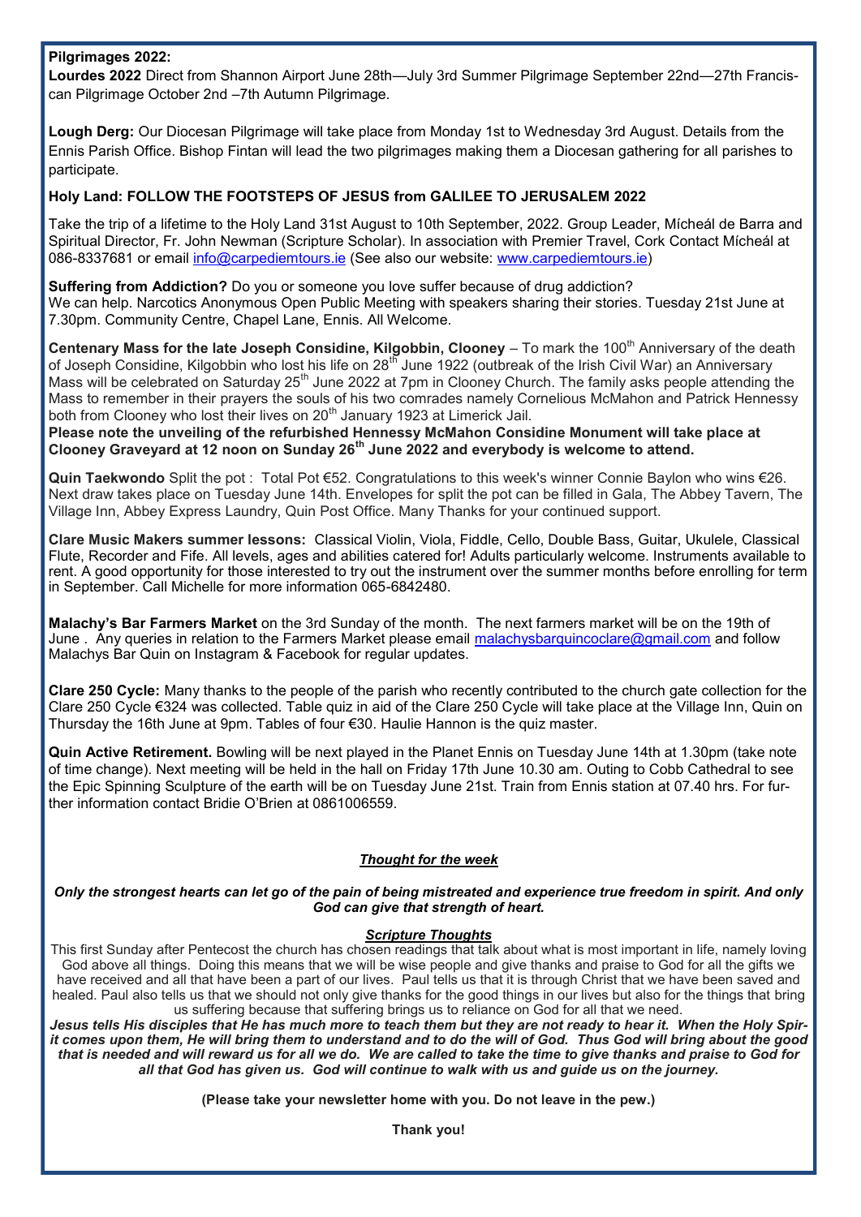**Pilgrimages 2022:**

**Lourdes 2022** Direct from Shannon Airport June 28th—July 3rd Summer Pilgrimage September 22nd—27th Franciscan Pilgrimage October 2nd –7th Autumn Pilgrimage.

**Lough Derg:** Our Diocesan Pilgrimage will take place from Monday 1st to Wednesday 3rd August. Details from the Ennis Parish Office. Bishop Fintan will lead the two pilgrimages making them a Diocesan gathering for all parishes to participate.

**Holy Land: FOLLOW THE FOOTSTEPS OF JESUS from GALILEE TO JERUSALEM 2022**

Take the trip of a lifetime to the Holy Land 31st August to 10th September, 2022. Group Leader, Mícheál de Barra and Spiritual Director, Fr. John Newman (Scripture Scholar). In association with Premier Travel, Cork Contact Mícheál at 086-8337681 or email info@carpediemtours.ie (See also our website: www.carpediemtours.ie)

**Suffering from Addiction?** Do you or someone you love suffer because of drug addiction? We can help. Narcotics Anonymous Open Public Meeting with speakers sharing their stories. Tuesday 21st June at 7.30pm. Community Centre, Chapel Lane, Ennis. All Welcome.

**Centenary Mass for the late Joseph Considine, Kilgobbin, Clooney** – To mark the 100th Anniversary of the death of Joseph Considine, Kilgobbin who lost his life on 28th June 1922 (outbreak of the Irish Civil War) an Anniversary Mass will be celebrated on Saturday 25th June 2022 at 7pm in Clooney Church. The family asks people attending the Mass to remember in their prayers the souls of his two comrades namely Cornelious McMahon and Patrick Hennessy both from Clooney who lost their lives on 20th January 1923 at Limerick Jail.
**Please note the unveiling of the refurbished Hennessy McMahon Considine Monument will take place at Clooney Graveyard at 12 noon on Sunday 26th June 2022 and everybody is welcome to attend.**

**Quin Taekwondo** Split the pot : Total Pot €52. Congratulations to this week's winner Connie Baylon who wins €26. Next draw takes place on Tuesday June 14th. Envelopes for split the pot can be filled in Gala, The Abbey Tavern, The Village Inn, Abbey Express Laundry, Quin Post Office. Many Thanks for your continued support.

**Clare Music Makers summer lessons:** Classical Violin, Viola, Fiddle, Cello, Double Bass, Guitar, Ukulele, Classical Flute, Recorder and Fife. All levels, ages and abilities catered for! Adults particularly welcome. Instruments available to rent. A good opportunity for those interested to try out the instrument over the summer months before enrolling for term in September. Call Michelle for more information 065-6842480.

**Malachy's Bar Farmers Market** on the 3rd Sunday of the month. The next farmers market will be on the 19th of June . Any queries in relation to the Farmers Market please email malachysbarquincoclare@gmail.com and follow Malachys Bar Quin on Instagram & Facebook for regular updates.

**Clare 250 Cycle:** Many thanks to the people of the parish who recently contributed to the church gate collection for the Clare 250 Cycle €324 was collected. Table quiz in aid of the Clare 250 Cycle will take place at the Village Inn, Quin on Thursday the 16th June at 9pm. Tables of four €30. Haulie Hannon is the quiz master.

**Quin Active Retirement.** Bowling will be next played in the Planet Ennis on Tuesday June 14th at 1.30pm (take note of time change). Next meeting will be held in the hall on Friday 17th June 10.30 am. Outing to Cobb Cathedral to see the Epic Spinning Sculpture of the earth will be on Tuesday June 21st. Train from Ennis station at 07.40 hrs. For further information contact Bridie O'Brien at 0861006559.

***Thought for the week***

***Only the strongest hearts can let go of the pain of being mistreated and experience true freedom in spirit. And only God can give that strength of heart.***

***Scripture Thoughts***

This first Sunday after Pentecost the church has chosen readings that talk about what is most important in life, namely loving God above all things. Doing this means that we will be wise people and give thanks and praise to God for all the gifts we have received and all that have been a part of our lives. Paul tells us that it is through Christ that we have been saved and healed. Paul also tells us that we should not only give thanks for the good things in our lives but also for the things that bring us suffering because that suffering brings us to reliance on God for all that we need.

***Jesus tells His disciples that He has much more to teach them but they are not ready to hear it. When the Holy Spirit comes upon them, He will bring them to understand and to do the will of God. Thus God will bring about the good that is needed and will reward us for all we do. We are called to take the time to give thanks and praise to God for all that God has given us. God will continue to walk with us and guide us on the journey.***

**(Please take your newsletter home with you. Do not leave in the pew.)**

**Thank you!**